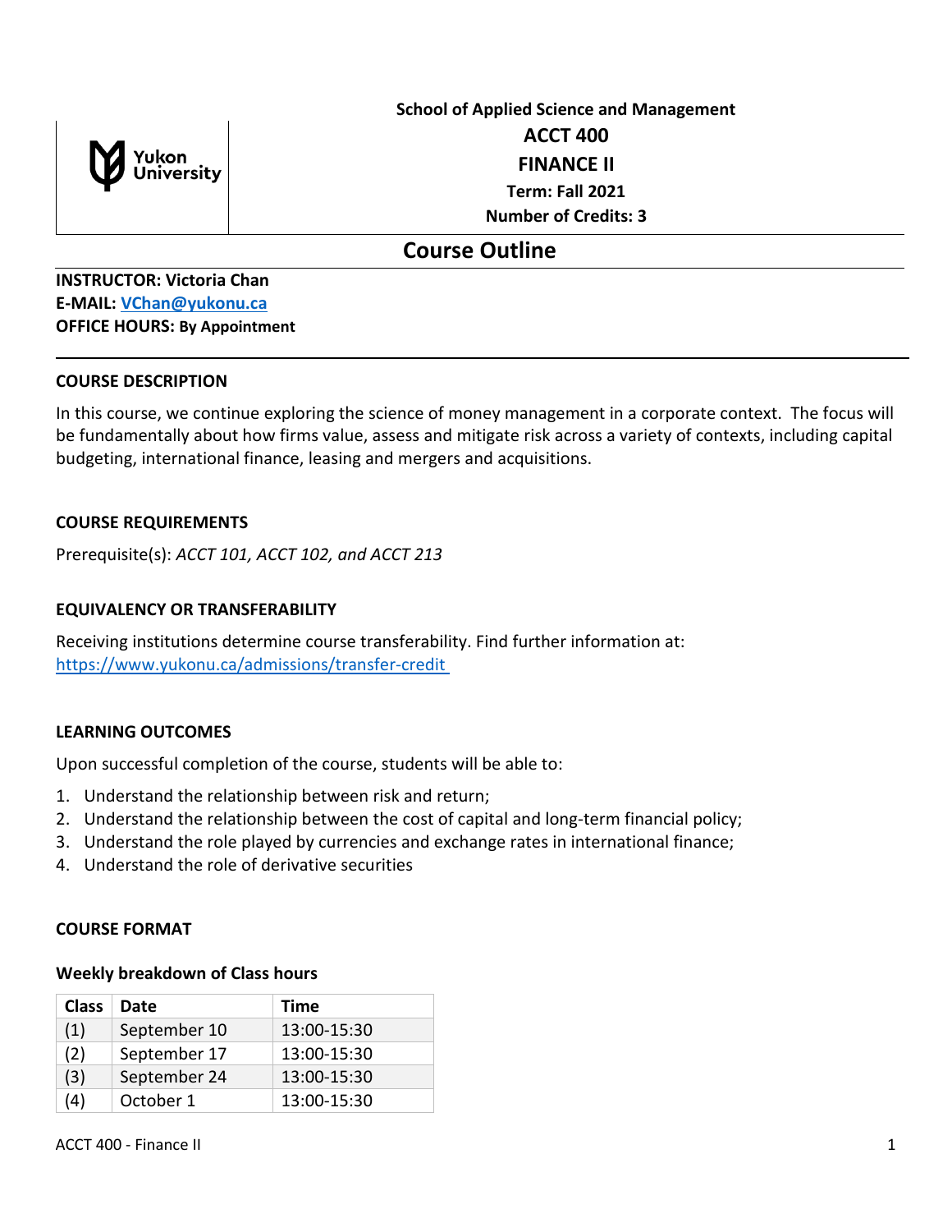**School of Applied Science and Management**

# ACCT 400

# FINANCE II

**Term: Fall 2021**

**Number of Credits: 3**

## Course Outline

**INSTRUCTOR: Victoria Chan**
**E-MAIL: [VChan@yukonu.ca](mailto:VChan@yukonu.ca)**
**OFFICE HOURS: By Appointment**

### COURSE DESCRIPTION

In this course, we continue exploring the science of money management in a corporate context. The focus will be fundamentally about how firms value, assess and mitigate risk across a variety of contexts, including capital budgeting, international finance, leasing and mergers and acquisitions.

### COURSE REQUIREMENTS

Prerequisite(s): *ACCT 101, ACCT 102, and ACCT 213*

### EQUIVALENCY OR TRANSFERABILITY

Receiving institutions determine course transferability. Find further information at: https://www.yukonu.ca/admissions/transfer-credit

### LEARNING OUTCOMES

Upon successful completion of the course, students will be able to:

1. Understand the relationship between risk and return;
2. Understand the relationship between the cost of capital and long-term financial policy;
3. Understand the role played by currencies and exchange rates in international finance;
4. Understand the role of derivative securities

### COURSE FORMAT

**Weekly breakdown of Class hours**

| Class | Date | Time |
|---|---|---|
| (1) | September 10 | 13:00-15:30 |
| (2) | September 17 | 13:00-15:30 |
| (3) | September 24 | 13:00-15:30 |
| (4) | October 1 | 13:00-15:30 |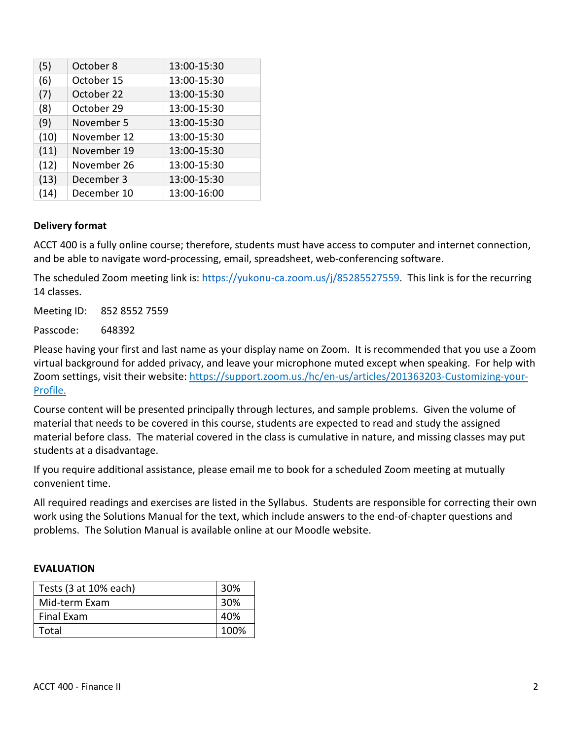| | | |
|---|---|---|
| (5) | October 8 | 13:00-15:30 |
| (6) | October 15 | 13:00-15:30 |
| (7) | October 22 | 13:00-15:30 |
| (8) | October 29 | 13:00-15:30 |
| (9) | November 5 | 13:00-15:30 |
| (10) | November 12 | 13:00-15:30 |
| (11) | November 19 | 13:00-15:30 |
| (12) | November 26 | 13:00-15:30 |
| (13) | December 3 | 13:00-15:30 |
| (14) | December 10 | 13:00-16:00 |

**Delivery format**

ACCT 400 is a fully online course; therefore, students must have access to computer and internet connection, and be able to navigate word-processing, email, spreadsheet, web-conferencing software.

The scheduled Zoom meeting link is: https://yukonu-ca.zoom.us/j/85285527559. This link is for the recurring 14 classes.

Meeting ID: 852 8552 7559

Passcode: 648392

Please having your first and last name as your display name on Zoom. It is recommended that you use a Zoom virtual background for added privacy, and leave your microphone muted except when speaking. For help with Zoom settings, visit their website: https://support.zoom.us./hc/en-us/articles/201363203-Customizing-your-Profile.

Course content will be presented principally through lectures, and sample problems. Given the volume of material that needs to be covered in this course, students are expected to read and study the assigned material before class. The material covered in the class is cumulative in nature, and missing classes may put students at a disadvantage.

If you require additional assistance, please email me to book for a scheduled Zoom meeting at mutually convenient time.

All required readings and exercises are listed in the Syllabus. Students are responsible for correcting their own work using the Solutions Manual for the text, which include answers to the end-of-chapter questions and problems. The Solution Manual is available online at our Moodle website.

**EVALUATION**

| | |
|---|---|
| Tests (3 at 10% each) | 30% |
| Mid-term Exam | 30% |
| Final Exam | 40% |
| Total | 100% |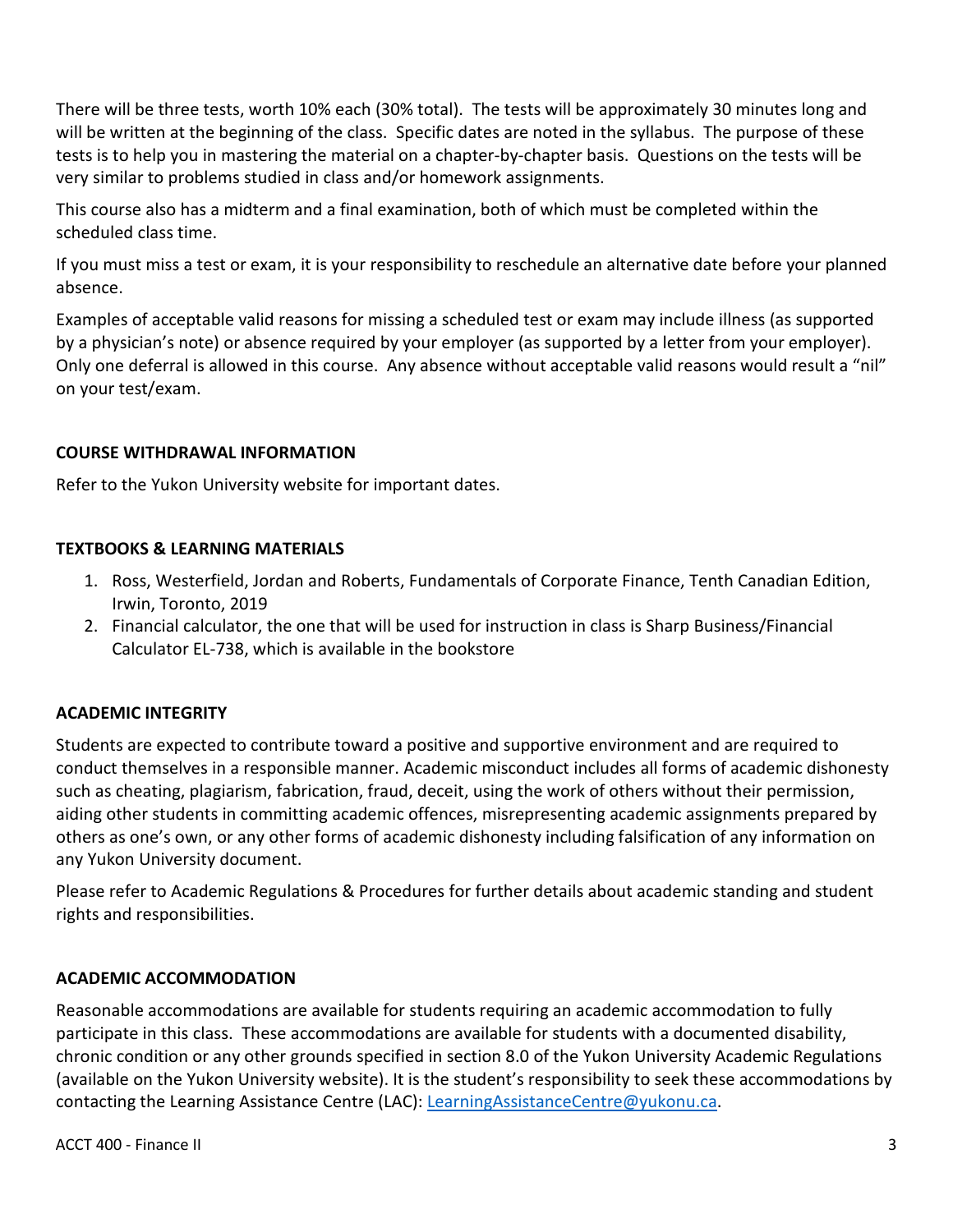There will be three tests, worth 10% each (30% total). The tests will be approximately 30 minutes long and will be written at the beginning of the class. Specific dates are noted in the syllabus. The purpose of these tests is to help you in mastering the material on a chapter-by-chapter basis. Questions on the tests will be very similar to problems studied in class and/or homework assignments.

This course also has a midterm and a final examination, both of which must be completed within the scheduled class time.

If you must miss a test or exam, it is your responsibility to reschedule an alternative date before your planned absence.

Examples of acceptable valid reasons for missing a scheduled test or exam may include illness (as supported by a physician's note) or absence required by your employer (as supported by a letter from your employer). Only one deferral is allowed in this course. Any absence without acceptable valid reasons would result a "nil" on your test/exam.

## COURSE WITHDRAWAL INFORMATION

Refer to the Yukon University website for important dates.

## TEXTBOOKS & LEARNING MATERIALS

1. Ross, Westerfield, Jordan and Roberts, Fundamentals of Corporate Finance, Tenth Canadian Edition, Irwin, Toronto, 2019
2. Financial calculator, the one that will be used for instruction in class is Sharp Business/Financial Calculator EL-738, which is available in the bookstore

## ACADEMIC INTEGRITY

Students are expected to contribute toward a positive and supportive environment and are required to conduct themselves in a responsible manner. Academic misconduct includes all forms of academic dishonesty such as cheating, plagiarism, fabrication, fraud, deceit, using the work of others without their permission, aiding other students in committing academic offences, misrepresenting academic assignments prepared by others as one's own, or any other forms of academic dishonesty including falsification of any information on any Yukon University document.

Please refer to Academic Regulations & Procedures for further details about academic standing and student rights and responsibilities.

## ACADEMIC ACCOMMODATION

Reasonable accommodations are available for students requiring an academic accommodation to fully participate in this class. These accommodations are available for students with a documented disability, chronic condition or any other grounds specified in section 8.0 of the Yukon University Academic Regulations (available on the Yukon University website). It is the student's responsibility to seek these accommodations by contacting the Learning Assistance Centre (LAC): LearningAssistanceCentre@yukonu.ca.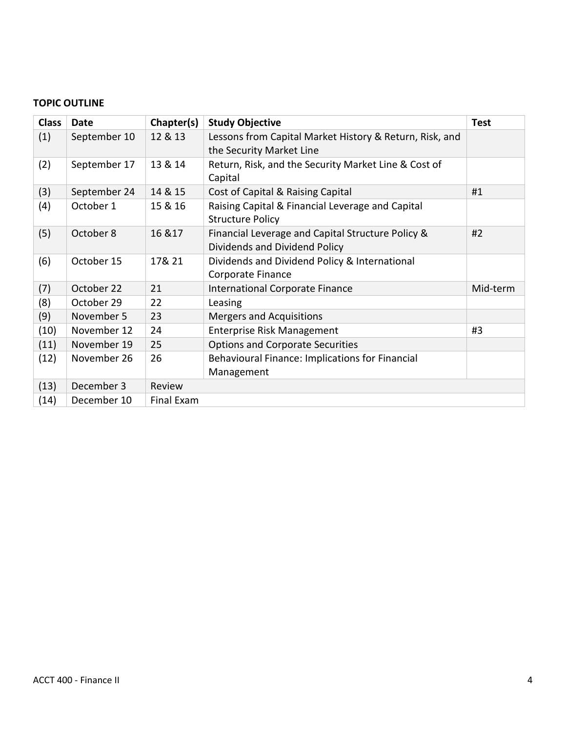**TOPIC OUTLINE**

| Class | Date | Chapter(s) | Study Objective | Test |
|---|---|---|---|---|
| (1) | September 10 | 12 & 13 | Lessons from Capital Market History & Return, Risk, and the Security Market Line | |
| (2) | September 17 | 13 & 14 | Return, Risk, and the Security Market Line & Cost of Capital | |
| (3) | September 24 | 14 & 15 | Cost of Capital & Raising Capital | #1 |
| (4) | October 1 | 15 & 16 | Raising Capital & Financial Leverage and Capital Structure Policy | |
| (5) | October 8 | 16 &17 | Financial Leverage and Capital Structure Policy & Dividends and Dividend Policy | #2 |
| (6) | October 15 | 17& 21 | Dividends and Dividend Policy & International Corporate Finance | |
| (7) | October 22 | 21 | International Corporate Finance | Mid-term |
| (8) | October 29 | 22 | Leasing | |
| (9) | November 5 | 23 | Mergers and Acquisitions | |
| (10) | November 12 | 24 | Enterprise Risk Management | #3 |
| (11) | November 19 | 25 | Options and Corporate Securities | |
| (12) | November 26 | 26 | Behavioural Finance: Implications for Financial Management | |
| (13) | December 3 | Review | | |
| (14) | December 10 | Final Exam | | |